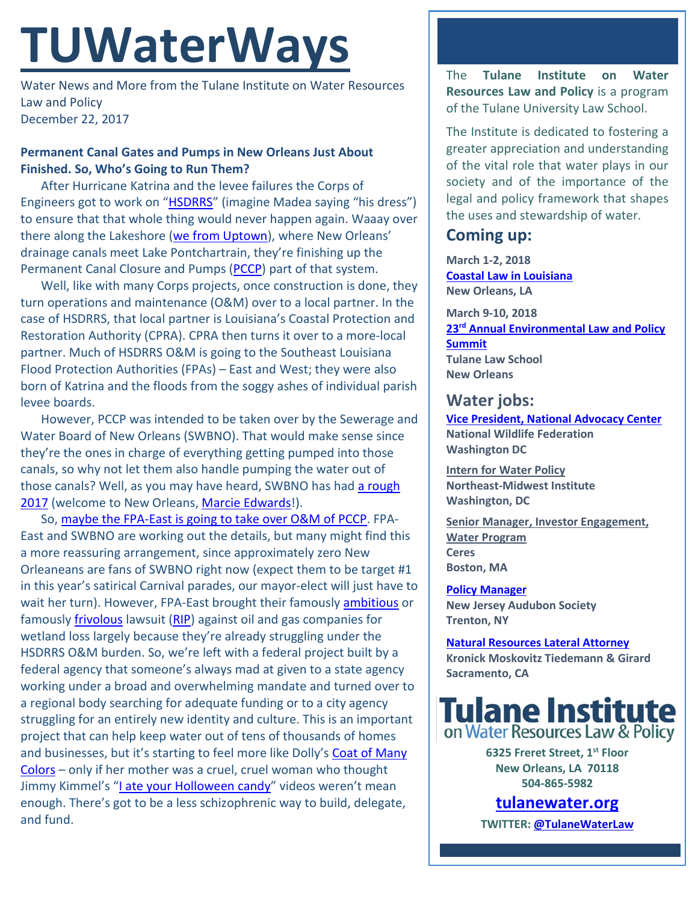# TUWaterWays

Water News and More from the Tulane Institute on Water Resources Law and Policy
December 22, 2017

**Permanent Canal Gates and Pumps in New Orleans Just About Finished. So, Who's Going to Run Them?**

After Hurricane Katrina and the levee failures the Corps of Engineers got to work on "HSDRRS" (imagine Madea saying "his dress") to ensure that that whole thing would never happen again. Waaay over there along the Lakeshore (we from Uptown), where New Orleans' drainage canals meet Lake Pontchartrain, they're finishing up the Permanent Canal Closure and Pumps (PCCP) part of that system.

Well, like with many Corps projects, once construction is done, they turn operations and maintenance (O&M) over to a local partner. In the case of HSDRRS, that local partner is Louisiana's Coastal Protection and Restoration Authority (CPRA). CPRA then turns it over to a more-local partner. Much of HSDRRS O&M is going to the Southeast Louisiana Flood Protection Authorities (FPAs) – East and West; they were also born of Katrina and the floods from the soggy ashes of individual parish levee boards.

However, PCCP was intended to be taken over by the Sewerage and Water Board of New Orleans (SWBNO). That would make sense since they're the ones in charge of everything getting pumped into those canals, so why not let them also handle pumping the water out of those canals? Well, as you may have heard, SWBNO has had a rough 2017 (welcome to New Orleans, Marcie Edwards!).

So, maybe the FPA-East is going to take over O&M of PCCP. FPA-East and SWBNO are working out the details, but many might find this a more reassuring arrangement, since approximately zero New Orleaneans are fans of SWBNO right now (expect them to be target #1 in this year's satirical Carnival parades, our mayor-elect will just have to wait her turn). However, FPA-East brought their famously ambitious or famously frivolous lawsuit (RIP) against oil and gas companies for wetland loss largely because they're already struggling under the HSDRRS O&M burden. So, we're left with a federal project built by a federal agency that someone's always mad at given to a state agency working under a broad and overwhelming mandate and turned over to a regional body searching for adequate funding or to a city agency struggling for an entirely new identity and culture. This is an important project that can help keep water out of tens of thousands of homes and businesses, but it's starting to feel more like Dolly's Coat of Many Colors – only if her mother was a cruel, cruel woman who thought Jimmy Kimmel's "I ate your Holloween candy" videos weren't mean enough. There's got to be a less schizophrenic way to build, delegate, and fund.

---

The **Tulane Institute on Water Resources Law and Policy** is a program of the Tulane University Law School.

The Institute is dedicated to fostering a greater appreciation and understanding of the vital role that water plays in our society and of the importance of the legal and policy framework that shapes the uses and stewardship of water.

## Coming up:

**March 1-2, 2018**
**Coastal Law in Louisiana**
**New Orleans, LA**

**March 9-10, 2018**
**23rd Annual Environmental Law and Policy Summit**
**Tulane Law School**
**New Orleans**

## Water jobs:

**Vice President, National Advocacy Center**
**National Wildlife Federation**
**Washington DC**

**Intern for Water Policy**
**Northeast-Midwest Institute**
**Washington, DC**

**Senior Manager, Investor Engagement, Water Program**
**Ceres**
**Boston, MA**

**Policy Manager**
**New Jersey Audubon Society**
**Trenton, NY**

**Natural Resources Lateral Attorney**
**Kronick Moskovitz Tiedemann & Girard**
**Sacramento, CA**

**Tulane Institute on Water Resources Law & Policy**

**6325 Freret Street, 1st Floor**
**New Orleans, LA 70118**
**504-865-5982**

**tulanewater.org**

**TWITTER: @TulaneWaterLaw**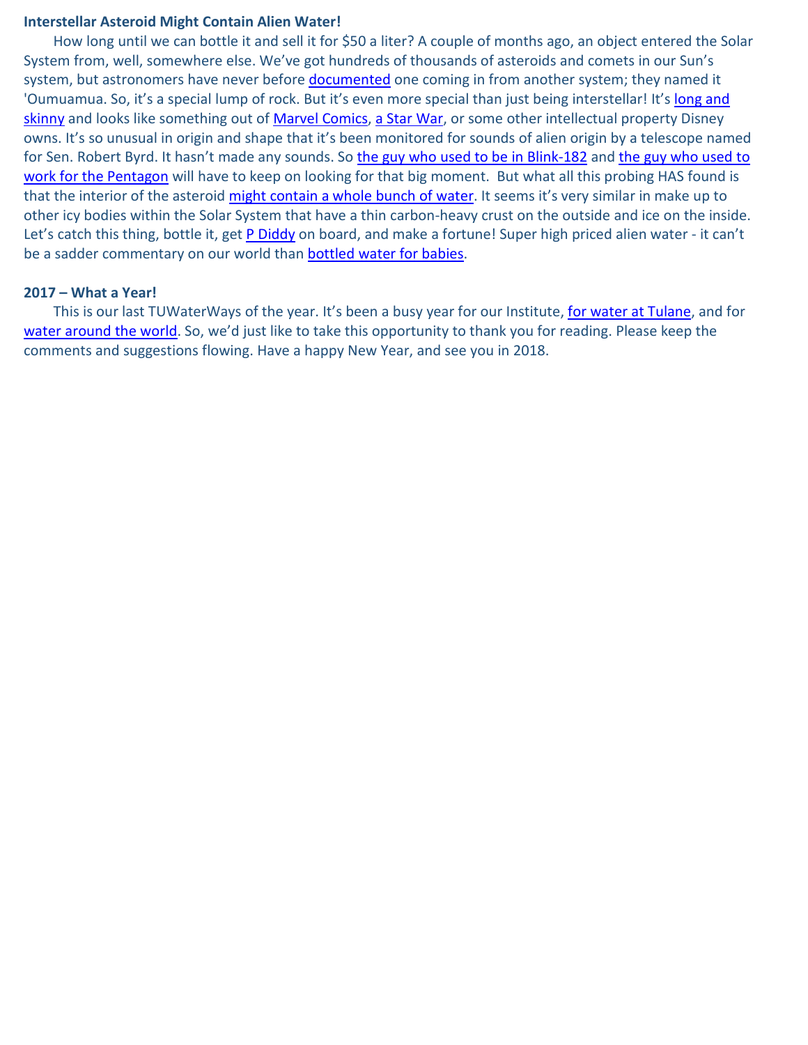**Interstellar Asteroid Might Contain Alien Water!**

How long until we can bottle it and sell it for $50 a liter? A couple of months ago, an object entered the Solar System from, well, somewhere else. We've got hundreds of thousands of asteroids and comets in our Sun's system, but astronomers have never before documented one coming in from another system; they named it 'Oumuamua. So, it's a special lump of rock. But it's even more special than just being interstellar! It's long and skinny and looks like something out of Marvel Comics, a Star War, or some other intellectual property Disney owns. It's so unusual in origin and shape that it's been monitored for sounds of alien origin by a telescope named for Sen. Robert Byrd. It hasn't made any sounds. So the guy who used to be in Blink-182 and the guy who used to work for the Pentagon will have to keep on looking for that big moment. But what all this probing HAS found is that the interior of the asteroid might contain a whole bunch of water. It seems it's very similar in make up to other icy bodies within the Solar System that have a thin carbon-heavy crust on the outside and ice on the inside. Let's catch this thing, bottle it, get P Diddy on board, and make a fortune! Super high priced alien water - it can't be a sadder commentary on our world than bottled water for babies.

**2017 – What a Year!**

This is our last TUWaterWays of the year. It's been a busy year for our Institute, for water at Tulane, and for water around the world. So, we'd just like to take this opportunity to thank you for reading. Please keep the comments and suggestions flowing. Have a happy New Year, and see you in 2018.